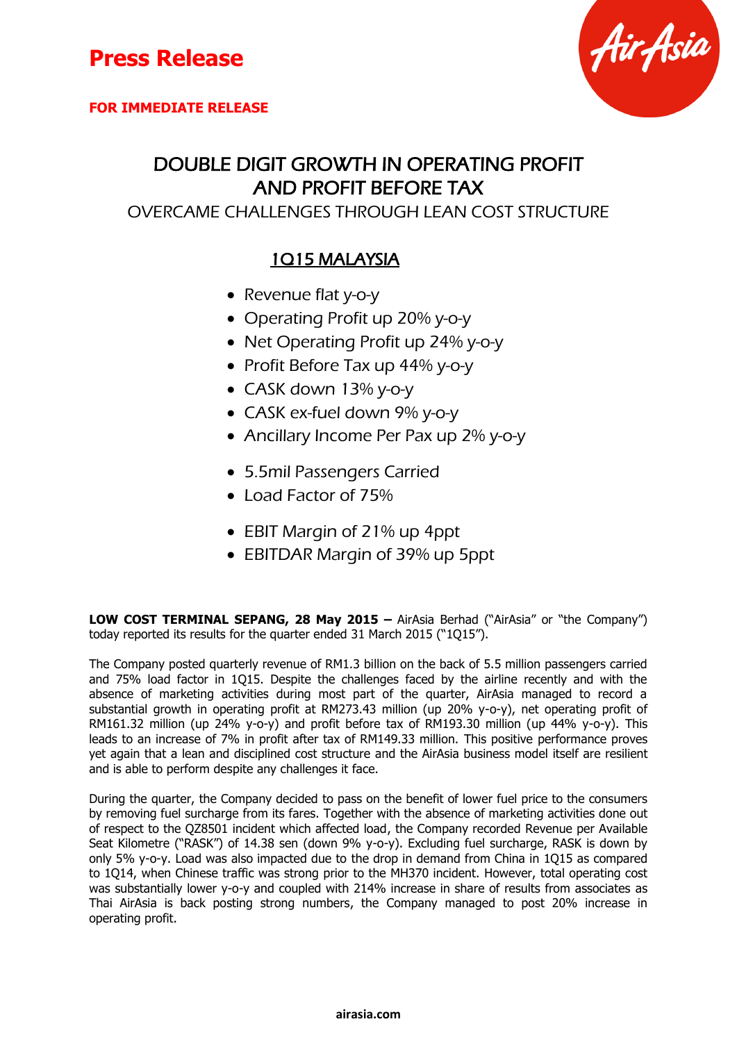# Press Release

**FOR IMMEDIATE RELEASE**

## DOUBLE DIGIT GROWTH IN OPERATING PROFIT AND PROFIT BEFORE TAX

### OVERCAME CHALLENGES THROUGH LEAN COST STRUCTURE

### 1Q15 MALAYSIA

- Revenue flat y-o-y
- Operating Profit up 20% y-o-y
- Net Operating Profit up 24% y-o-y
- Profit Before Tax up 44% y-o-y
- CASK down 13% y-o-y
- CASK ex-fuel down 9% y-o-y
- Ancillary Income Per Pax up 2% y-o-y

- 5.5mil Passengers Carried
- Load Factor of 75%

- EBIT Margin of 21% up 4ppt
- EBITDAR Margin of 39% up 5ppt

**LOW COST TERMINAL SEPANG, 28 May 2015 –** AirAsia Berhad ("AirAsia" or "the Company") today reported its results for the quarter ended 31 March 2015 ("1Q15").

The Company posted quarterly revenue of RM1.3 billion on the back of 5.5 million passengers carried and 75% load factor in 1Q15. Despite the challenges faced by the airline recently and with the absence of marketing activities during most part of the quarter, AirAsia managed to record a substantial growth in operating profit at RM273.43 million (up 20% y-o-y), net operating profit of RM161.32 million (up 24% y-o-y) and profit before tax of RM193.30 million (up 44% y-o-y). This leads to an increase of 7% in profit after tax of RM149.33 million. This positive performance proves yet again that a lean and disciplined cost structure and the AirAsia business model itself are resilient and is able to perform despite any challenges it face.

During the quarter, the Company decided to pass on the benefit of lower fuel price to the consumers by removing fuel surcharge from its fares. Together with the absence of marketing activities done out of respect to the QZ8501 incident which affected load, the Company recorded Revenue per Available Seat Kilometre ("RASK") of 14.38 sen (down 9% y-o-y). Excluding fuel surcharge, RASK is down by only 5% y-o-y. Load was also impacted due to the drop in demand from China in 1Q15 as compared to 1Q14, when Chinese traffic was strong prior to the MH370 incident. However, total operating cost was substantially lower y-o-y and coupled with 214% increase in share of results from associates as Thai AirAsia is back posting strong numbers, the Company managed to post 20% increase in operating profit.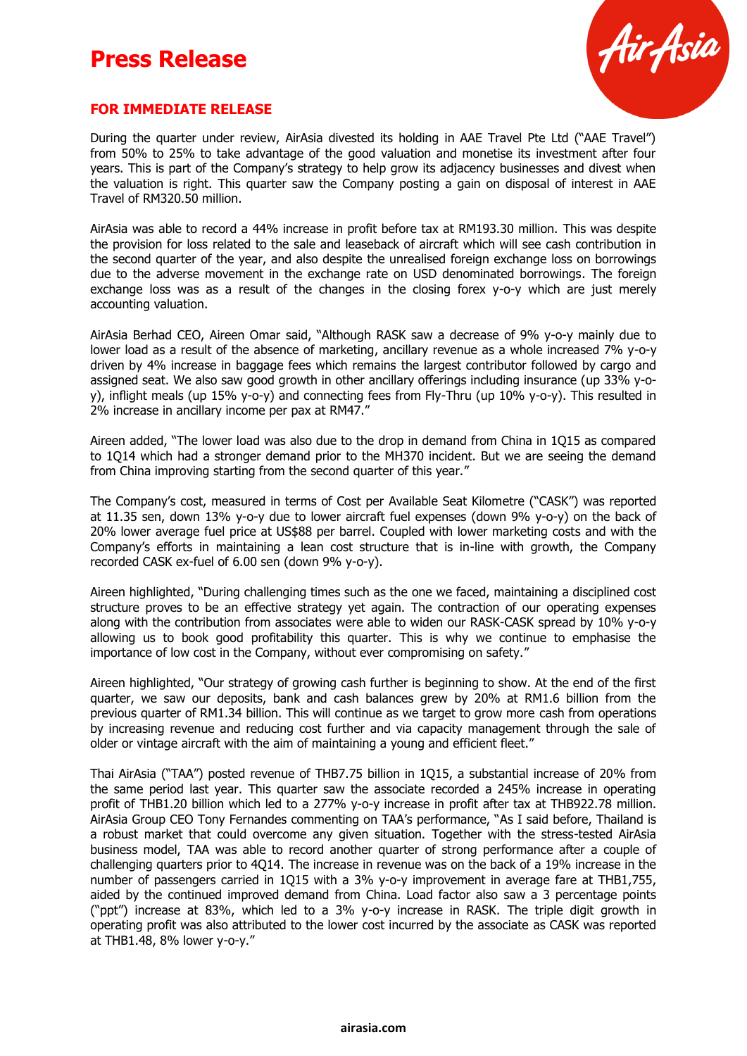# Press Release

**FOR IMMEDIATE RELEASE**

During the quarter under review, AirAsia divested its holding in AAE Travel Pte Ltd ("AAE Travel") from 50% to 25% to take advantage of the good valuation and monetise its investment after four years. This is part of the Company's strategy to help grow its adjacency businesses and divest when the valuation is right. This quarter saw the Company posting a gain on disposal of interest in AAE Travel of RM320.50 million.

AirAsia was able to record a 44% increase in profit before tax at RM193.30 million. This was despite the provision for loss related to the sale and leaseback of aircraft which will see cash contribution in the second quarter of the year, and also despite the unrealised foreign exchange loss on borrowings due to the adverse movement in the exchange rate on USD denominated borrowings. The foreign exchange loss was as a result of the changes in the closing forex y-o-y which are just merely accounting valuation.

AirAsia Berhad CEO, Aireen Omar said, "Although RASK saw a decrease of 9% y-o-y mainly due to lower load as a result of the absence of marketing, ancillary revenue as a whole increased 7% y-o-y driven by 4% increase in baggage fees which remains the largest contributor followed by cargo and assigned seat. We also saw good growth in other ancillary offerings including insurance (up 33% y-o-y), inflight meals (up 15% y-o-y) and connecting fees from Fly-Thru (up 10% y-o-y). This resulted in 2% increase in ancillary income per pax at RM47."

Aireen added, "The lower load was also due to the drop in demand from China in 1Q15 as compared to 1Q14 which had a stronger demand prior to the MH370 incident. But we are seeing the demand from China improving starting from the second quarter of this year."

The Company's cost, measured in terms of Cost per Available Seat Kilometre ("CASK") was reported at 11.35 sen, down 13% y-o-y due to lower aircraft fuel expenses (down 9% y-o-y) on the back of 20% lower average fuel price at US$88 per barrel. Coupled with lower marketing costs and with the Company's efforts in maintaining a lean cost structure that is in-line with growth, the Company recorded CASK ex-fuel of 6.00 sen (down 9% y-o-y).

Aireen highlighted, "During challenging times such as the one we faced, maintaining a disciplined cost structure proves to be an effective strategy yet again. The contraction of our operating expenses along with the contribution from associates were able to widen our RASK-CASK spread by 10% y-o-y allowing us to book good profitability this quarter. This is why we continue to emphasise the importance of low cost in the Company, without ever compromising on safety."

Aireen highlighted, "Our strategy of growing cash further is beginning to show. At the end of the first quarter, we saw our deposits, bank and cash balances grew by 20% at RM1.6 billion from the previous quarter of RM1.34 billion. This will continue as we target to grow more cash from operations by increasing revenue and reducing cost further and via capacity management through the sale of older or vintage aircraft with the aim of maintaining a young and efficient fleet."

Thai AirAsia ("TAA") posted revenue of THB7.75 billion in 1Q15, a substantial increase of 20% from the same period last year. This quarter saw the associate recorded a 245% increase in operating profit of THB1.20 billion which led to a 277% y-o-y increase in profit after tax at THB922.78 million. AirAsia Group CEO Tony Fernandes commenting on TAA's performance, "As I said before, Thailand is a robust market that could overcome any given situation. Together with the stress-tested AirAsia business model, TAA was able to record another quarter of strong performance after a couple of challenging quarters prior to 4Q14. The increase in revenue was on the back of a 19% increase in the number of passengers carried in 1Q15 with a 3% y-o-y improvement in average fare at THB1,755, aided by the continued improved demand from China. Load factor also saw a 3 percentage points ("ppt") increase at 83%, which led to a 3% y-o-y increase in RASK. The triple digit growth in operating profit was also attributed to the lower cost incurred by the associate as CASK was reported at THB1.48, 8% lower y-o-y."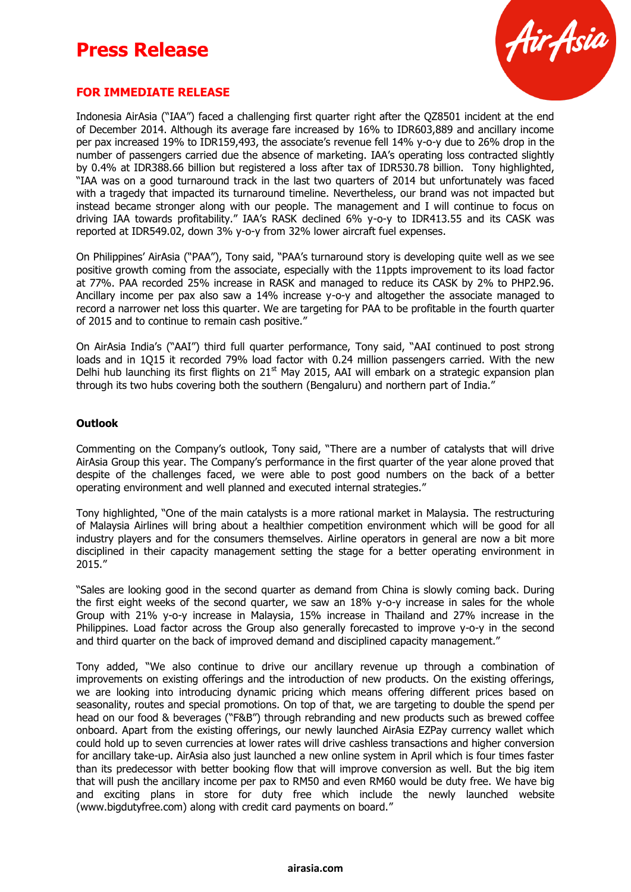# Press Release

**FOR IMMEDIATE RELEASE**

Indonesia AirAsia ("IAA") faced a challenging first quarter right after the QZ8501 incident at the end of December 2014. Although its average fare increased by 16% to IDR603,889 and ancillary income per pax increased 19% to IDR159,493, the associate's revenue fell 14% y-o-y due to 26% drop in the number of passengers carried due the absence of marketing. IAA's operating loss contracted slightly by 0.4% at IDR388.66 billion but registered a loss after tax of IDR530.78 billion. Tony highlighted, "IAA was on a good turnaround track in the last two quarters of 2014 but unfortunately was faced with a tragedy that impacted its turnaround timeline. Nevertheless, our brand was not impacted but instead became stronger along with our people. The management and I will continue to focus on driving IAA towards profitability." IAA's RASK declined 6% y-o-y to IDR413.55 and its CASK was reported at IDR549.02, down 3% y-o-y from 32% lower aircraft fuel expenses.

On Philippines' AirAsia ("PAA"), Tony said, "PAA's turnaround story is developing quite well as we see positive growth coming from the associate, especially with the 11ppts improvement to its load factor at 77%. PAA recorded 25% increase in RASK and managed to reduce its CASK by 2% to PHP2.96. Ancillary income per pax also saw a 14% increase y-o-y and altogether the associate managed to record a narrower net loss this quarter. We are targeting for PAA to be profitable in the fourth quarter of 2015 and to continue to remain cash positive."

On AirAsia India's ("AAI") third full quarter performance, Tony said, "AAI continued to post strong loads and in 1Q15 it recorded 79% load factor with 0.24 million passengers carried. With the new Delhi hub launching its first flights on 21st May 2015, AAI will embark on a strategic expansion plan through its two hubs covering both the southern (Bengaluru) and northern part of India."

**Outlook**

Commenting on the Company's outlook, Tony said, "There are a number of catalysts that will drive AirAsia Group this year. The Company's performance in the first quarter of the year alone proved that despite of the challenges faced, we were able to post good numbers on the back of a better operating environment and well planned and executed internal strategies."

Tony highlighted, "One of the main catalysts is a more rational market in Malaysia. The restructuring of Malaysia Airlines will bring about a healthier competition environment which will be good for all industry players and for the consumers themselves. Airline operators in general are now a bit more disciplined in their capacity management setting the stage for a better operating environment in 2015."

"Sales are looking good in the second quarter as demand from China is slowly coming back. During the first eight weeks of the second quarter, we saw an 18% y-o-y increase in sales for the whole Group with 21% y-o-y increase in Malaysia, 15% increase in Thailand and 27% increase in the Philippines. Load factor across the Group also generally forecasted to improve y-o-y in the second and third quarter on the back of improved demand and disciplined capacity management."

Tony added, "We also continue to drive our ancillary revenue up through a combination of improvements on existing offerings and the introduction of new products. On the existing offerings, we are looking into introducing dynamic pricing which means offering different prices based on seasonality, routes and special promotions. On top of that, we are targeting to double the spend per head on our food & beverages ("F&B") through rebranding and new products such as brewed coffee onboard. Apart from the existing offerings, our newly launched AirAsia EZPay currency wallet which could hold up to seven currencies at lower rates will drive cashless transactions and higher conversion for ancillary take-up. AirAsia also just launched a new online system in April which is four times faster than its predecessor with better booking flow that will improve conversion as well. But the big item that will push the ancillary income per pax to RM50 and even RM60 would be duty free. We have big and exciting plans in store for duty free which include the newly launched website (www.bigdutyfree.com) along with credit card payments on board."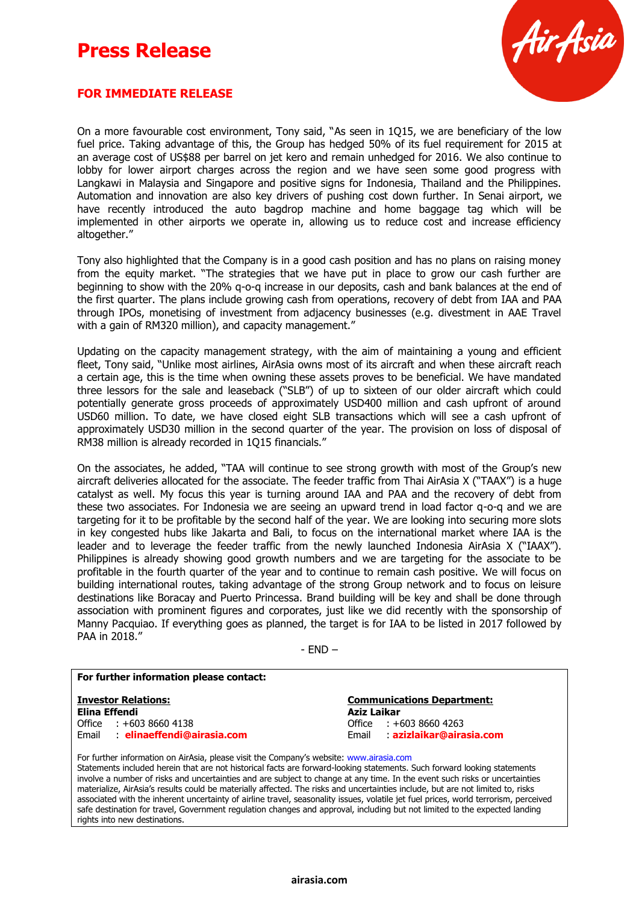# Press Release

**FOR IMMEDIATE RELEASE**

On a more favourable cost environment, Tony said, "As seen in 1Q15, we are beneficiary of the low fuel price. Taking advantage of this, the Group has hedged 50% of its fuel requirement for 2015 at an average cost of US$88 per barrel on jet kero and remain unhedged for 2016. We also continue to lobby for lower airport charges across the region and we have seen some good progress with Langkawi in Malaysia and Singapore and positive signs for Indonesia, Thailand and the Philippines. Automation and innovation are also key drivers of pushing cost down further. In Senai airport, we have recently introduced the auto bagdrop machine and home baggage tag which will be implemented in other airports we operate in, allowing us to reduce cost and increase efficiency altogether."

Tony also highlighted that the Company is in a good cash position and has no plans on raising money from the equity market. "The strategies that we have put in place to grow our cash further are beginning to show with the 20% q-o-q increase in our deposits, cash and bank balances at the end of the first quarter. The plans include growing cash from operations, recovery of debt from IAA and PAA through IPOs, monetising of investment from adjacency businesses (e.g. divestment in AAE Travel with a gain of RM320 million), and capacity management."

Updating on the capacity management strategy, with the aim of maintaining a young and efficient fleet, Tony said, "Unlike most airlines, AirAsia owns most of its aircraft and when these aircraft reach a certain age, this is the time when owning these assets proves to be beneficial. We have mandated three lessors for the sale and leaseback ("SLB") of up to sixteen of our older aircraft which could potentially generate gross proceeds of approximately USD400 million and cash upfront of around USD60 million. To date, we have closed eight SLB transactions which will see a cash upfront of approximately USD30 million in the second quarter of the year. The provision on loss of disposal of RM38 million is already recorded in 1Q15 financials."

On the associates, he added, "TAA will continue to see strong growth with most of the Group's new aircraft deliveries allocated for the associate. The feeder traffic from Thai AirAsia X ("TAAX") is a huge catalyst as well. My focus this year is turning around IAA and PAA and the recovery of debt from these two associates. For Indonesia we are seeing an upward trend in load factor q-o-q and we are targeting for it to be profitable by the second half of the year. We are looking into securing more slots in key congested hubs like Jakarta and Bali, to focus on the international market where IAA is the leader and to leverage the feeder traffic from the newly launched Indonesia AirAsia X ("IAAX"). Philippines is already showing good growth numbers and we are targeting for the associate to be profitable in the fourth quarter of the year and to continue to remain cash positive. We will focus on building international routes, taking advantage of the strong Group network and to focus on leisure destinations like Boracay and Puerto Princessa. Brand building will be key and shall be done through association with prominent figures and corporates, just like we did recently with the sponsorship of Manny Pacquiao. If everything goes as planned, the target is for IAA to be listed in 2017 followed by PAA in 2018."

\- END –

**For further information please contact:**

**Investor Relations:**
**Elina Effendi**
Office : +603 8660 4138
Email : **elinaeffendi@airasia.com**

**Communications Department:**
**Aziz Laikar**
Office : +603 8660 4263
Email : **azizlaikar@airasia.com**

For further information on AirAsia, please visit the Company's website: www.airasia.com
Statements included herein that are not historical facts are forward-looking statements. Such forward looking statements involve a number of risks and uncertainties and are subject to change at any time. In the event such risks or uncertainties materialize, AirAsia's results could be materially affected. The risks and uncertainties include, but are not limited to, risks associated with the inherent uncertainty of airline travel, seasonality issues, volatile jet fuel prices, world terrorism, perceived safe destination for travel, Government regulation changes and approval, including but not limited to the expected landing rights into new destinations.